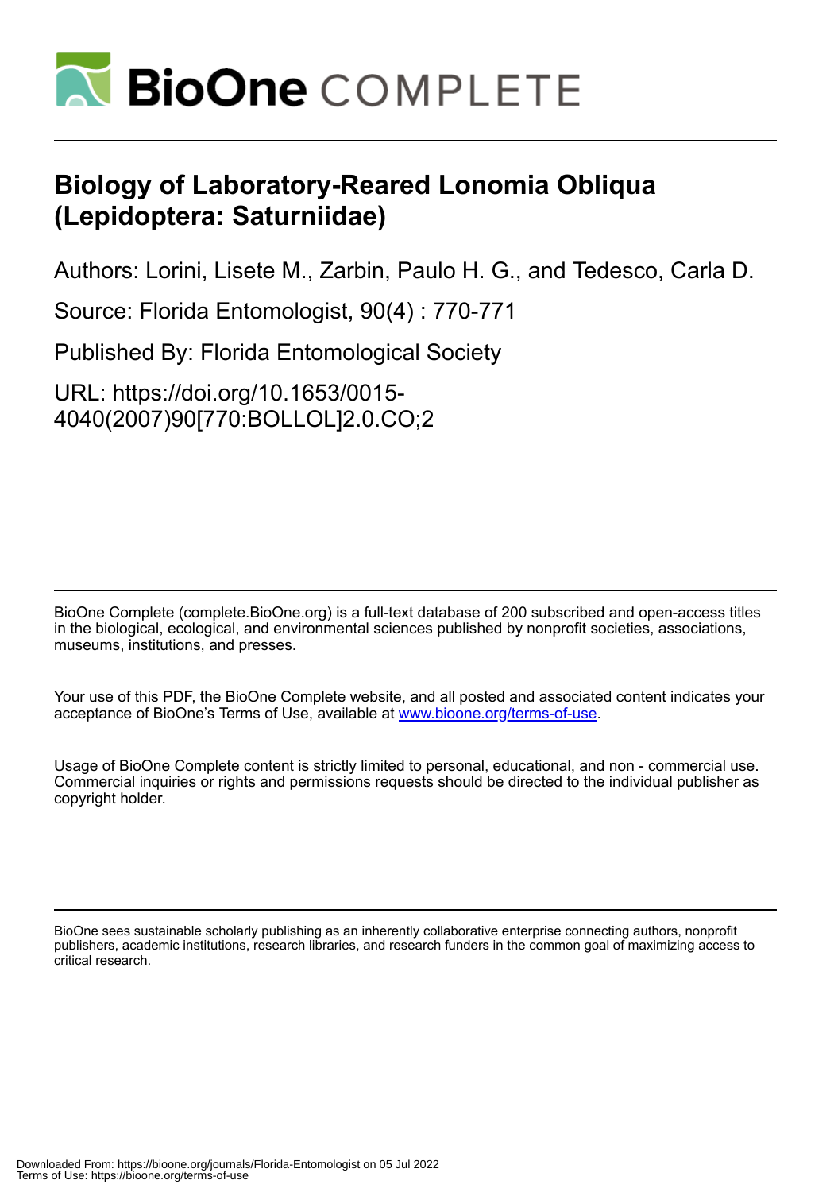# Biology of Laboratory-Reared Lonomia Obliqua (Lepidoptera: Saturniidae)

Authors: Lorini, Lisete M., Zarbin, Paulo H. G., and Tedesco, Carla D.

Source: Florida Entomologist, 90(4) : 770-771

Published By: Florida Entomological Society

URL: https://doi.org/10.1653/0015-4040(2007)90[770:BOLLOL]2.0.CO;2

---

BioOne Complete (complete.BioOne.org) is a full-text database of 200 subscribed and open-access titles in the biological, ecological, and environmental sciences published by nonprofit societies, associations, museums, institutions, and presses.

Your use of this PDF, the BioOne Complete website, and all posted and associated content indicates your acceptance of BioOne's Terms of Use, available at www.bioone.org/terms-of-use.

Usage of BioOne Complete content is strictly limited to personal, educational, and non - commercial use. Commercial inquiries or rights and permissions requests should be directed to the individual publisher as copyright holder.

---

BioOne sees sustainable scholarly publishing as an inherently collaborative enterprise connecting authors, nonprofit publishers, academic institutions, research libraries, and research funders in the common goal of maximizing access to critical research.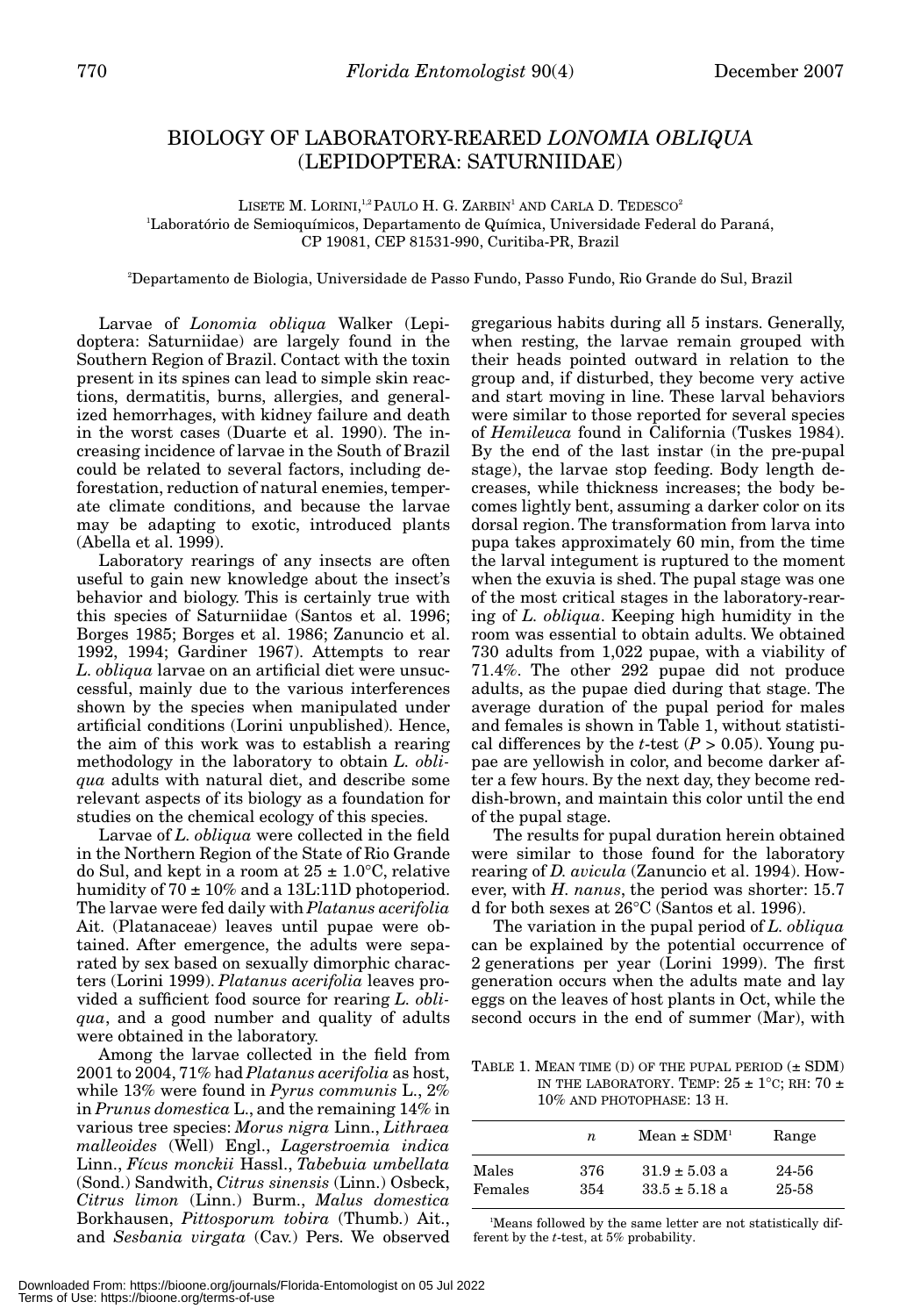# BIOLOGY OF LABORATORY-REARED *LONOMIA OBLIQUA* (LEPIDOPTERA: SATURNIIDAE)

LISETE M. LORINI,[1,2] PAULO H. G. ZARBIN[1] AND CARLA D. TEDESCO[2]

[1]Laboratório de Semioquímicos, Departamento de Química, Universidade Federal do Paraná, CP 19081, CEP 81531-990, Curitiba-PR, Brazil

[2]Departamento de Biologia, Universidade de Passo Fundo, Passo Fundo, Rio Grande do Sul, Brazil

Larvae of *Lonomia obliqua* Walker (Lepidoptera: Saturniidae) are largely found in the Southern Region of Brazil. Contact with the toxin present in its spines can lead to simple skin reactions, dermatitis, burns, allergies, and generalized hemorrhages, with kidney failure and death in the worst cases (Duarte et al. 1990). The increasing incidence of larvae in the South of Brazil could be related to several factors, including deforestation, reduction of natural enemies, temperate climate conditions, and because the larvae may be adapting to exotic, introduced plants (Abella et al. 1999).

Laboratory rearings of any insects are often useful to gain new knowledge about the insect's behavior and biology. This is certainly true with this species of Saturniidae (Santos et al. 1996; Borges 1985; Borges et al. 1986; Zanuncio et al. 1992, 1994; Gardiner 1967). Attempts to rear *L. obliqua* larvae on an artificial diet were unsuccessful, mainly due to the various interferences shown by the species when manipulated under artificial conditions (Lorini unpublished). Hence, the aim of this work was to establish a rearing methodology in the laboratory to obtain *L. obliqua* adults with natural diet, and describe some relevant aspects of its biology as a foundation for studies on the chemical ecology of this species.

Larvae of *L. obliqua* were collected in the field in the Northern Region of the State of Rio Grande do Sul, and kept in a room at 25 ± 1.0°C, relative humidity of 70 ± 10% and a 13L:11D photoperiod. The larvae were fed daily with *Platanus acerifolia* Ait. (Platanaceae) leaves until pupae were obtained. After emergence, the adults were separated by sex based on sexually dimorphic characters (Lorini 1999). *Platanus acerifolia* leaves provided a sufficient food source for rearing *L. obliqua*, and a good number and quality of adults were obtained in the laboratory.

Among the larvae collected in the field from 2001 to 2004, 71% had *Platanus acerifolia* as host, while 13% were found in *Pyrus communis* L., 2% in *Prunus domestica* L., and the remaining 14% in various tree species: *Morus nigra* Linn., *Lithraea malleoides* (Well) Engl., *Lagerstroemia indica* Linn., *Fícus monckii* Hassl., *Tabebuia umbellata* (Sond.) Sandwith, *Citrus sinensis* (Linn.) Osbeck, *Citrus limon* (Linn.) Burm., *Malus domestica* Borkhausen, *Pittosporum tobira* (Thumb.) Ait., and *Sesbania virgata* (Cav.) Pers. We observed gregarious habits during all 5 instars. Generally, when resting, the larvae remain grouped with their heads pointed outward in relation to the group and, if disturbed, they become very active and start moving in line. These larval behaviors were similar to those reported for several species of *Hemileuca* found in California (Tuskes 1984). By the end of the last instar (in the pre-pupal stage), the larvae stop feeding. Body length decreases, while thickness increases; the body becomes lightly bent, assuming a darker color on its dorsal region. The transformation from larva into pupa takes approximately 60 min, from the time the larval integument is ruptured to the moment when the exuvia is shed. The pupal stage was one of the most critical stages in the laboratory-rearing of *L. obliqua*. Keeping high humidity in the room was essential to obtain adults. We obtained 730 adults from 1,022 pupae, with a viability of 71.4%. The other 292 pupae did not produce adults, as the pupae died during that stage. The average duration of the pupal period for males and females is shown in Table 1, without statistical differences by the *t*-test ($P > 0.05$). Young pupae are yellowish in color, and become darker after a few hours. By the next day, they become reddish-brown, and maintain this color until the end of the pupal stage.

The results for pupal duration herein obtained were similar to those found for the laboratory rearing of *D. avicula* (Zanuncio et al. 1994). However, with *H. nanus*, the period was shorter: 15.7 d for both sexes at 26°C (Santos et al. 1996).

The variation in the pupal period of *L. obliqua* can be explained by the potential occurrence of 2 generations per year (Lorini 1999). The first generation occurs when the adults mate and lay eggs on the leaves of host plants in Oct, while the second occurs in the end of summer (Mar), with

TABLE 1. MEAN TIME (D) OF THE PUPAL PERIOD (± SDM) IN THE LABORATORY. TEMP: 25 ± 1°C; RH: 70 ± 10% AND PHOTOPHASE: 13 H.

| | *n* | Mean ± SDM[1] | Range |
|---|---|---|---|
| Males | 376 | 31.9 ± 5.03 a | 24-56 |
| Females | 354 | 33.5 ± 5.18 a | 25-58 |

[1]Means followed by the same letter are not statistically different by the *t*-test, at 5% probability.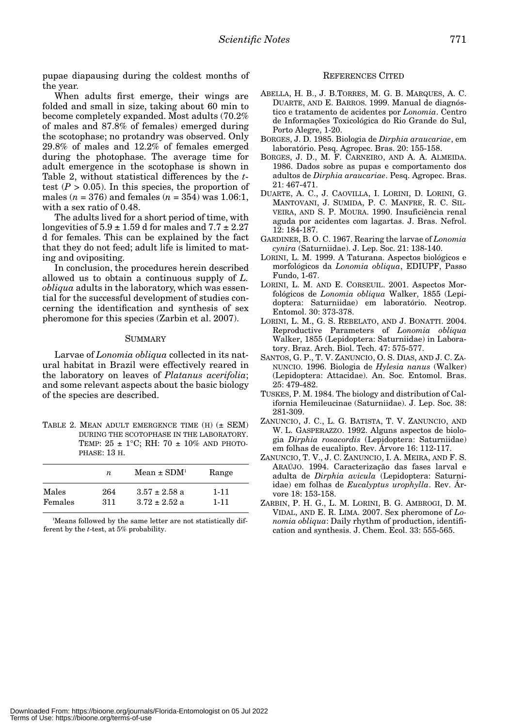pupae diapausing during the coldest months of the year.

When adults first emerge, their wings are folded and small in size, taking about 60 min to become completely expanded. Most adults (70.2% of males and 87.8% of females) emerged during the scotophase; no protandry was observed. Only 29.8% of males and 12.2% of females emerged during the photophase. The average time for adult emergence in the scotophase is shown in Table 2, without statistical differences by the *t*-test ($P > 0.05$). In this species, the proportion of males ($n = 376$) and females ($n = 354$) was 1.06:1, with a sex ratio of 0.48.

The adults lived for a short period of time, with longevities of $5.9 \pm 1.59$ d for males and $7.7 \pm 2.27$ d for females. This can be explained by the fact that they do not feed; adult life is limited to mating and ovipositing.

In conclusion, the procedures herein described allowed us to obtain a continuous supply of *L. obliqua* adults in the laboratory, which was essential for the successful development of studies concerning the identification and synthesis of sex pheromone for this species (Zarbin et al. 2007).

## Summary

Larvae of *Lonomia obliqua* collected in its natural habitat in Brazil were effectively reared in the laboratory on leaves of *Platanus acerifolia*; and some relevant aspects about the basic biology of the species are described.

Table 2. Mean adult emergence time (h) (± SEM) during the scotophase in the laboratory. Temp: 25 ± 1°C; RH: 70 ± 10% and photophase: 13 h.

| | $n$ | Mean ± SDM[1] | Range |
|---|---|---|---|
| Males | 264 | 3.57 ± 2.58 a | 1-11 |
| Females | 311 | 3.72 ± 2.52 a | 1-11 |

[1]Means followed by the same letter are not statistically different by the *t*-test, at 5% probability.

## References Cited

Abella, H. B., J. B.Torres, M. G. B. Marques, A. C. Duarte, and E. Barros. 1999. Manual de diagnóstico e tratamento de acidentes por *Lonomia*. Centro de Informações Toxicológica do Rio Grande do Sul, Porto Alegre, 1-20.

Borges, J. D. 1985. Biologia de *Dirphia araucariae*, em laboratório. Pesq. Agropec. Bras. 20: 155-158.

Borges, J. D., M. F. Carneiro, and A. A. Almeida. 1986. Dados sobre as pupas e comportamento dos adultos de *Dirphia araucariae*. Pesq. Agropec. Bras. 21: 467-471.

Duarte, A. C., J. Caovilla, I. Lorini, D. Lorini, G. Mantovani, J. Sumida, P. C. Manfre, R. C. Silveira, and S. P. Moura. 1990. Insuficiência renal aguda por acidentes com lagartas. J. Bras. Nefrol. 12: 184-187.

Gardiner, B. O. C. 1967. Rearing the larvae of *Lonomia cynira* (Saturniidae). J. Lep. Soc. 21: 138-140.

Lorini, L. M. 1999. A Taturana. Aspectos biológicos e morfológicos da *Lonomia obliqua*, EDIUPF, Passo Fundo, 1-67.

Lorini, L. M. and E. Corseuil. 2001. Aspectos Morfológicos de *Lonomia obliqua* Walker, 1855 (Lepidoptera: Saturniidae) em laboratório. Neotrop. Entomol. 30: 373-378.

Lorini, L. M., G. S. Rebelato, and J. Bonatti. 2004. Reproductive Parameters of *Lonomia obliqua* Walker, 1855 (Lepidoptera: Saturniidae) in Laboratory. Braz. Arch. Biol. Tech. 47: 575-577.

Santos, G. P., T. V. Zanuncio, O. S. Dias, and J. C. Zanuncio. 1996. Biologia de *Hylesia nanus* (Walker) (Lepidoptera: Attacidae). An. Soc. Entomol. Bras. 25: 479-482.

Tuskes, P. M. 1984. The biology and distribution of California Hemileucinae (Saturniidae). J. Lep. Soc. 38: 281-309.

Zanuncio, J. C., L. G. Batista, T. V. Zanuncio, and W. L. Gasperazzo. 1992. Alguns aspectos de biologia *Dirphia rosacordis* (Lepidoptera: Saturniidae) em folhas de eucalipto. Rev. Árvore 16: 112-117.

Zanuncio, T. V., J. C. Zanuncio, I. A. Meira, and F. S. Araújo. 1994. Caracterização das fases larval e adulta de *Dirphia avicula* (Lepidoptera: Saturniidae) em folhas de *Eucalyptus urophylla*. Rev. Árvore 18: 153-158.

Zarbin, P. H. G., L. M. Lorini, B. G. Ambrogi, D. M. Vidal, and E. R. Lima. 2007. Sex pheromone of *Lonomia obliqua*: Daily rhythm of production, identification and synthesis. J. Chem. Ecol. 33: 555-565.